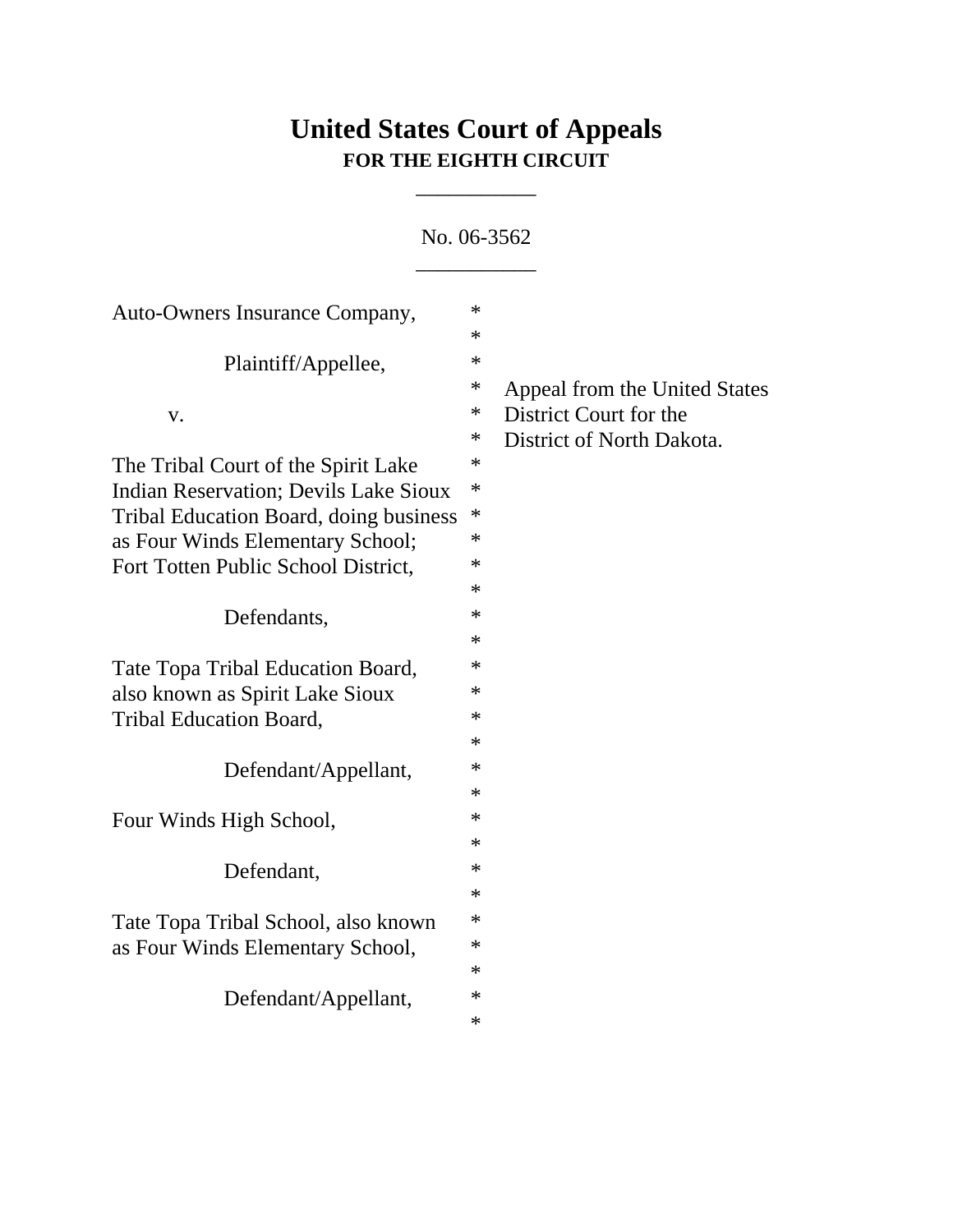# United States Court of Appeals
## FOR THE EIGHTH CIRCUIT

___________

No. 06-3562

___________

| | | |
|---|---|---|
| Auto-Owners Insurance Company, | * | |
| | * | |
| Plaintiff/Appellee, | * | |
| | * | Appeal from the United States |
| v. | * | District Court for the |
| | * | District of North Dakota. |
| The Tribal Court of the Spirit Lake Indian Reservation; Devils Lake Sioux Tribal Education Board, doing business as Four Winds Elementary School; Fort Totten Public School District, | * | |
| | * | |
| Defendants, | * | |
| | * | |
| Tate Topa Tribal Education Board, also known as Spirit Lake Sioux Tribal Education Board, | * | |
| | * | |
| Defendant/Appellant, | * | |
| | * | |
| Four Winds High School, | * | |
| | * | |
| Defendant, | * | |
| | * | |
| Tate Topa Tribal School, also known as Four Winds Elementary School, | * | |
| | * | |
| Defendant/Appellant, | * | |
| | * | |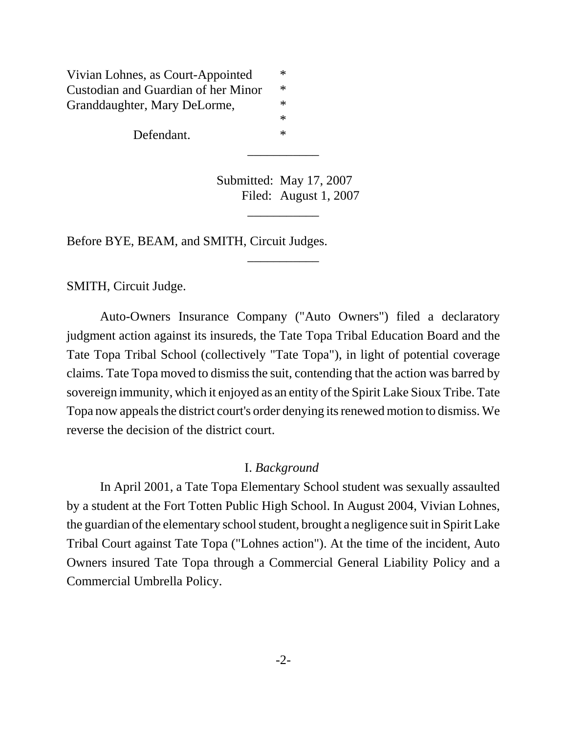Vivian Lohnes, as Court-Appointed *
Custodian and Guardian of her Minor *
Granddaughter, Mary DeLorme, *
*
Defendant. *

___________

Submitted: May 17, 2007
Filed: August 1, 2007

___________

Before BYE, BEAM, and SMITH, Circuit Judges.

___________

SMITH, Circuit Judge.

Auto-Owners Insurance Company ("Auto Owners") filed a declaratory judgment action against its insureds, the Tate Topa Tribal Education Board and the Tate Topa Tribal School (collectively "Tate Topa"), in light of potential coverage claims. Tate Topa moved to dismiss the suit, contending that the action was barred by sovereign immunity, which it enjoyed as an entity of the Spirit Lake Sioux Tribe. Tate Topa now appeals the district court's order denying its renewed motion to dismiss. We reverse the decision of the district court.

## I. *Background*

In April 2001, a Tate Topa Elementary School student was sexually assaulted by a student at the Fort Totten Public High School. In August 2004, Vivian Lohnes, the guardian of the elementary school student, brought a negligence suit in Spirit Lake Tribal Court against Tate Topa ("Lohnes action"). At the time of the incident, Auto Owners insured Tate Topa through a Commercial General Liability Policy and a Commercial Umbrella Policy.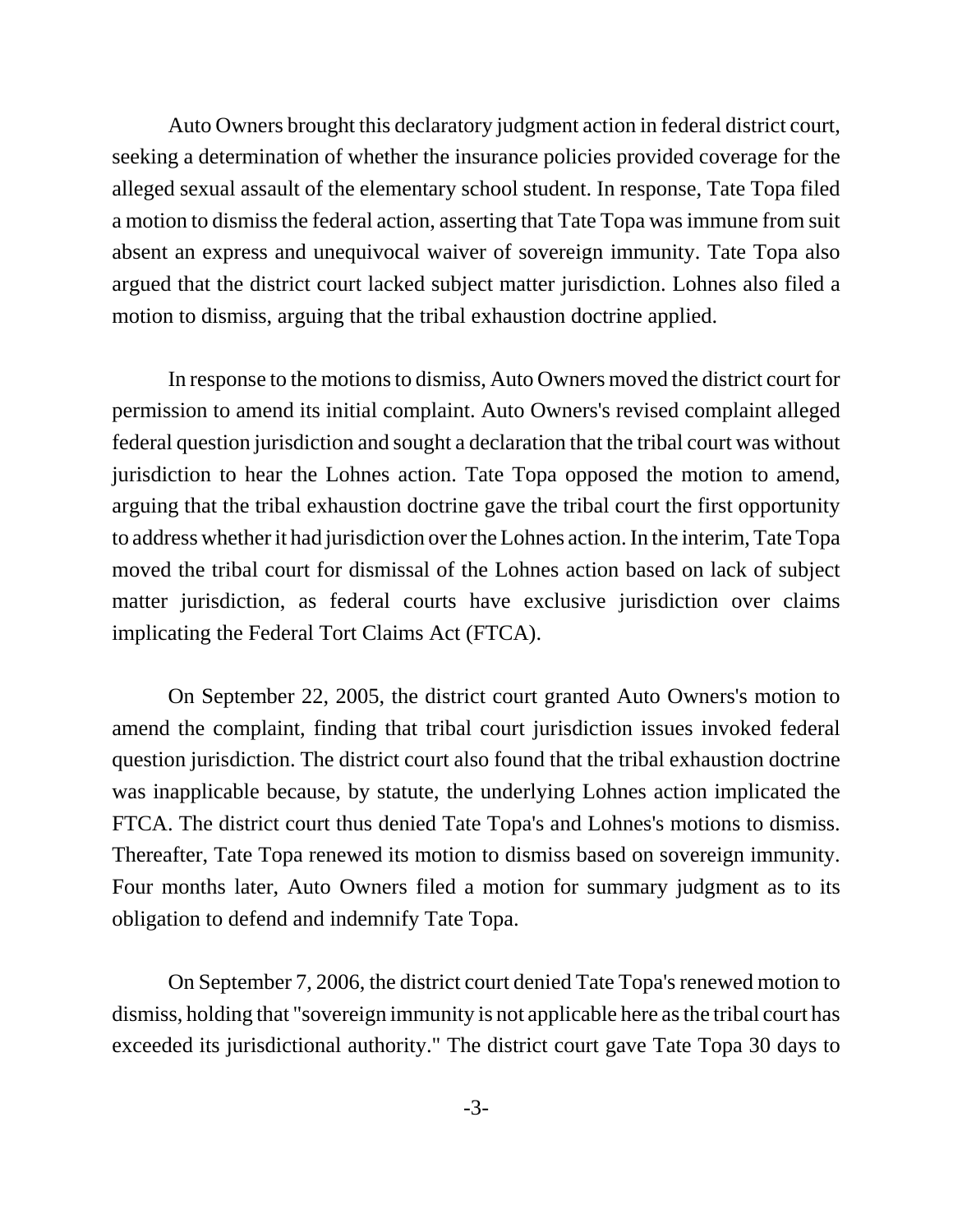Auto Owners brought this declaratory judgment action in federal district court, seeking a determination of whether the insurance policies provided coverage for the alleged sexual assault of the elementary school student. In response, Tate Topa filed a motion to dismiss the federal action, asserting that Tate Topa was immune from suit absent an express and unequivocal waiver of sovereign immunity. Tate Topa also argued that the district court lacked subject matter jurisdiction. Lohnes also filed a motion to dismiss, arguing that the tribal exhaustion doctrine applied.

In response to the motions to dismiss, Auto Owners moved the district court for permission to amend its initial complaint. Auto Owners's revised complaint alleged federal question jurisdiction and sought a declaration that the tribal court was without jurisdiction to hear the Lohnes action. Tate Topa opposed the motion to amend, arguing that the tribal exhaustion doctrine gave the tribal court the first opportunity to address whether it had jurisdiction over the Lohnes action. In the interim, Tate Topa moved the tribal court for dismissal of the Lohnes action based on lack of subject matter jurisdiction, as federal courts have exclusive jurisdiction over claims implicating the Federal Tort Claims Act (FTCA).

On September 22, 2005, the district court granted Auto Owners's motion to amend the complaint, finding that tribal court jurisdiction issues invoked federal question jurisdiction. The district court also found that the tribal exhaustion doctrine was inapplicable because, by statute, the underlying Lohnes action implicated the FTCA. The district court thus denied Tate Topa's and Lohnes's motions to dismiss. Thereafter, Tate Topa renewed its motion to dismiss based on sovereign immunity. Four months later, Auto Owners filed a motion for summary judgment as to its obligation to defend and indemnify Tate Topa.

On September 7, 2006, the district court denied Tate Topa's renewed motion to dismiss, holding that "sovereign immunity is not applicable here as the tribal court has exceeded its jurisdictional authority." The district court gave Tate Topa 30 days to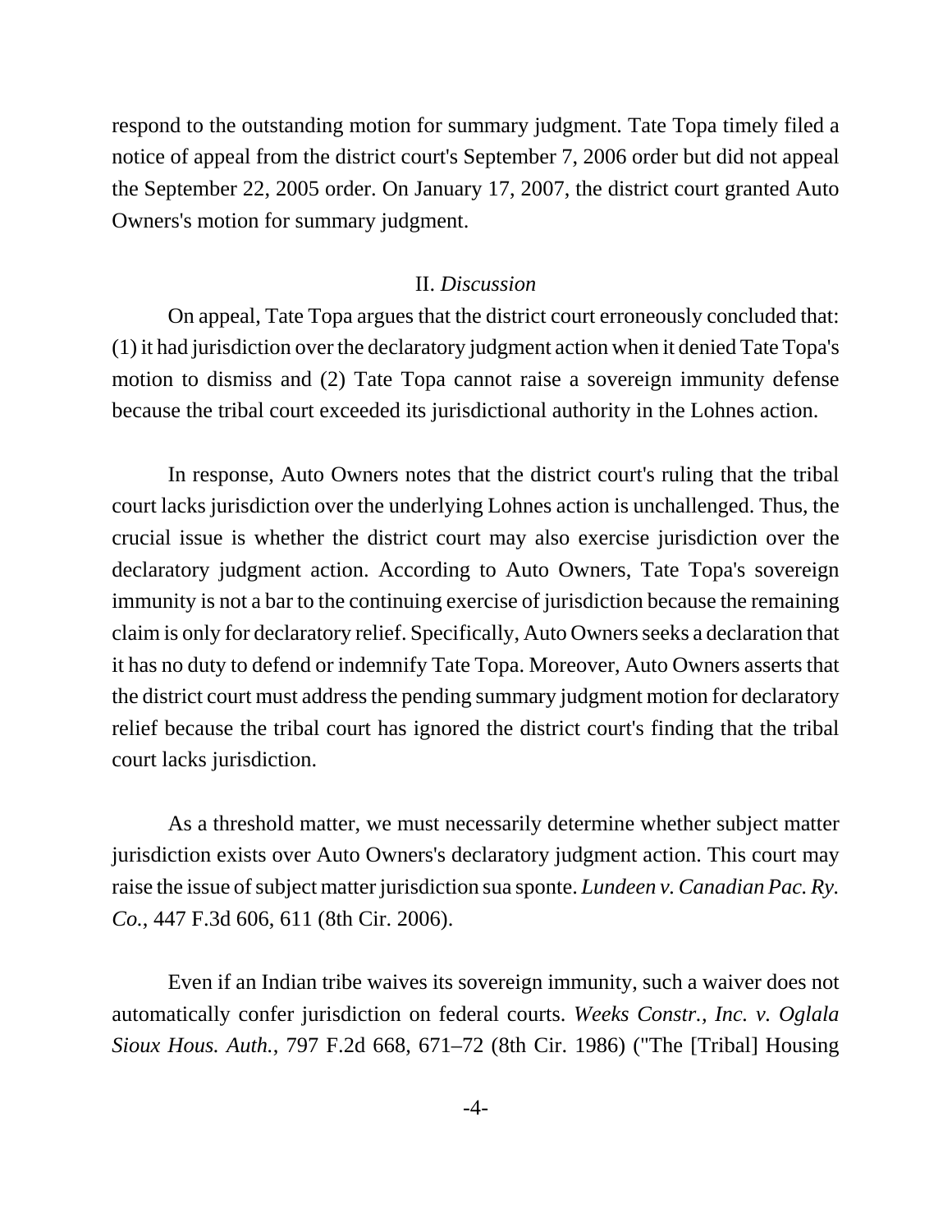respond to the outstanding motion for summary judgment. Tate Topa timely filed a notice of appeal from the district court's September 7, 2006 order but did not appeal the September 22, 2005 order. On January 17, 2007, the district court granted Auto Owners's motion for summary judgment.

## II. *Discussion*

On appeal, Tate Topa argues that the district court erroneously concluded that: (1) it had jurisdiction over the declaratory judgment action when it denied Tate Topa's motion to dismiss and (2) Tate Topa cannot raise a sovereign immunity defense because the tribal court exceeded its jurisdictional authority in the Lohnes action.

In response, Auto Owners notes that the district court's ruling that the tribal court lacks jurisdiction over the underlying Lohnes action is unchallenged. Thus, the crucial issue is whether the district court may also exercise jurisdiction over the declaratory judgment action. According to Auto Owners, Tate Topa's sovereign immunity is not a bar to the continuing exercise of jurisdiction because the remaining claim is only for declaratory relief. Specifically, Auto Owners seeks a declaration that it has no duty to defend or indemnify Tate Topa. Moreover, Auto Owners asserts that the district court must address the pending summary judgment motion for declaratory relief because the tribal court has ignored the district court's finding that the tribal court lacks jurisdiction.

As a threshold matter, we must necessarily determine whether subject matter jurisdiction exists over Auto Owners's declaratory judgment action. This court may raise the issue of subject matter jurisdiction sua sponte. *Lundeen v. Canadian Pac. Ry. Co.*, 447 F.3d 606, 611 (8th Cir. 2006).

Even if an Indian tribe waives its sovereign immunity, such a waiver does not automatically confer jurisdiction on federal courts. *Weeks Constr., Inc. v. Oglala Sioux Hous. Auth.*, 797 F.2d 668, 671–72 (8th Cir. 1986) ("The [Tribal] Housing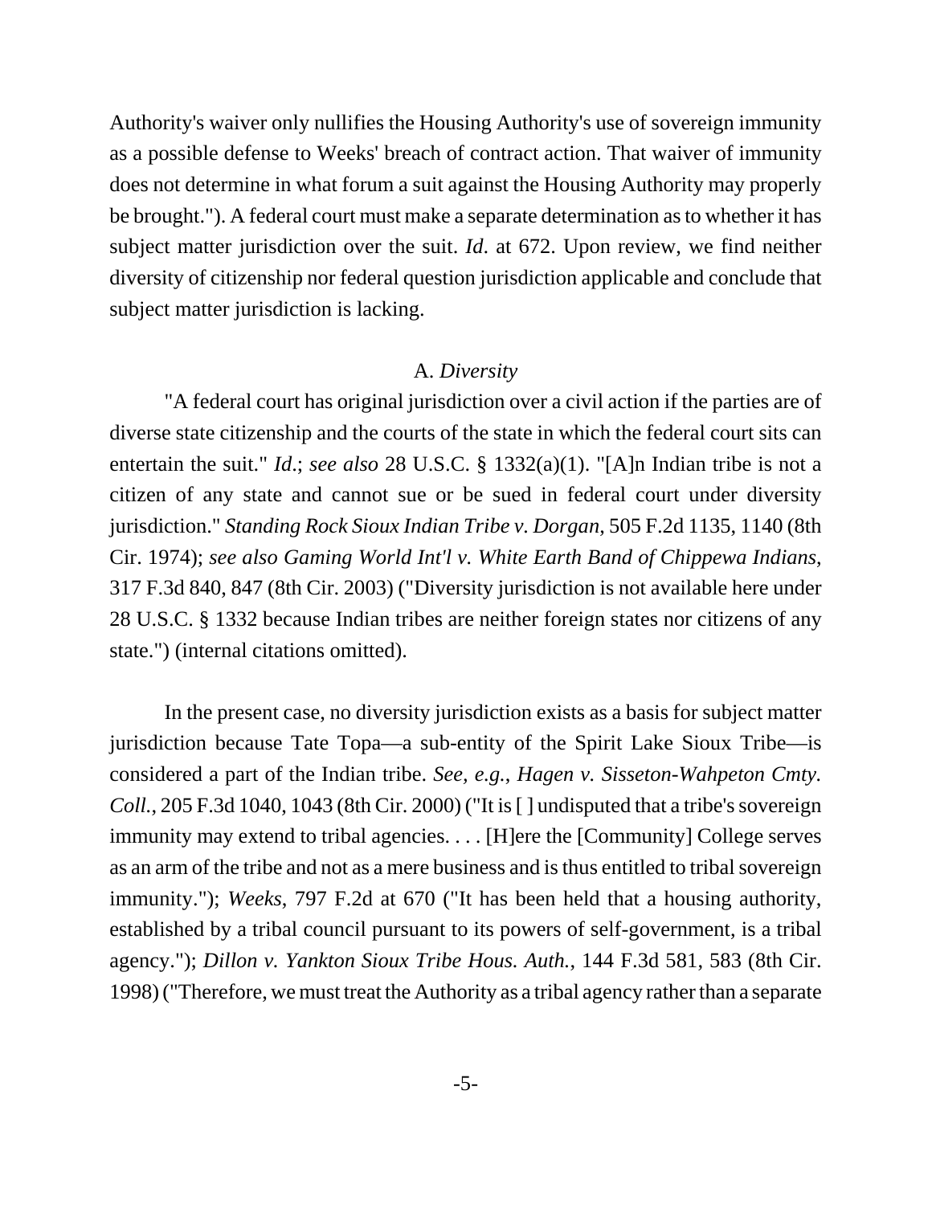Authority's waiver only nullifies the Housing Authority's use of sovereign immunity as a possible defense to Weeks' breach of contract action. That waiver of immunity does not determine in what forum a suit against the Housing Authority may properly be brought."). A federal court must make a separate determination as to whether it has subject matter jurisdiction over the suit. *Id*. at 672. Upon review, we find neither diversity of citizenship nor federal question jurisdiction applicable and conclude that subject matter jurisdiction is lacking.

A. *Diversity*

"A federal court has original jurisdiction over a civil action if the parties are of diverse state citizenship and the courts of the state in which the federal court sits can entertain the suit." *Id*.; *see also* 28 U.S.C. § 1332(a)(1). "[A]n Indian tribe is not a citizen of any state and cannot sue or be sued in federal court under diversity jurisdiction." *Standing Rock Sioux Indian Tribe v. Dorgan*, 505 F.2d 1135, 1140 (8th Cir. 1974); *see also Gaming World Int'l v. White Earth Band of Chippewa Indians*, 317 F.3d 840, 847 (8th Cir. 2003) ("Diversity jurisdiction is not available here under 28 U.S.C. § 1332 because Indian tribes are neither foreign states nor citizens of any state.") (internal citations omitted).

In the present case, no diversity jurisdiction exists as a basis for subject matter jurisdiction because Tate Topa—a sub-entity of the Spirit Lake Sioux Tribe—is considered a part of the Indian tribe. *See, e.g.*, *Hagen v. Sisseton-Wahpeton Cmty. Coll.*, 205 F.3d 1040, 1043 (8th Cir. 2000) ("It is [ ] undisputed that a tribe's sovereign immunity may extend to tribal agencies. . . . [H]ere the [Community] College serves as an arm of the tribe and not as a mere business and is thus entitled to tribal sovereign immunity."); *Weeks*, 797 F.2d at 670 ("It has been held that a housing authority, established by a tribal council pursuant to its powers of self-government, is a tribal agency."); *Dillon v. Yankton Sioux Tribe Hous. Auth.*, 144 F.3d 581, 583 (8th Cir. 1998) ("Therefore, we must treat the Authority as a tribal agency rather than a separate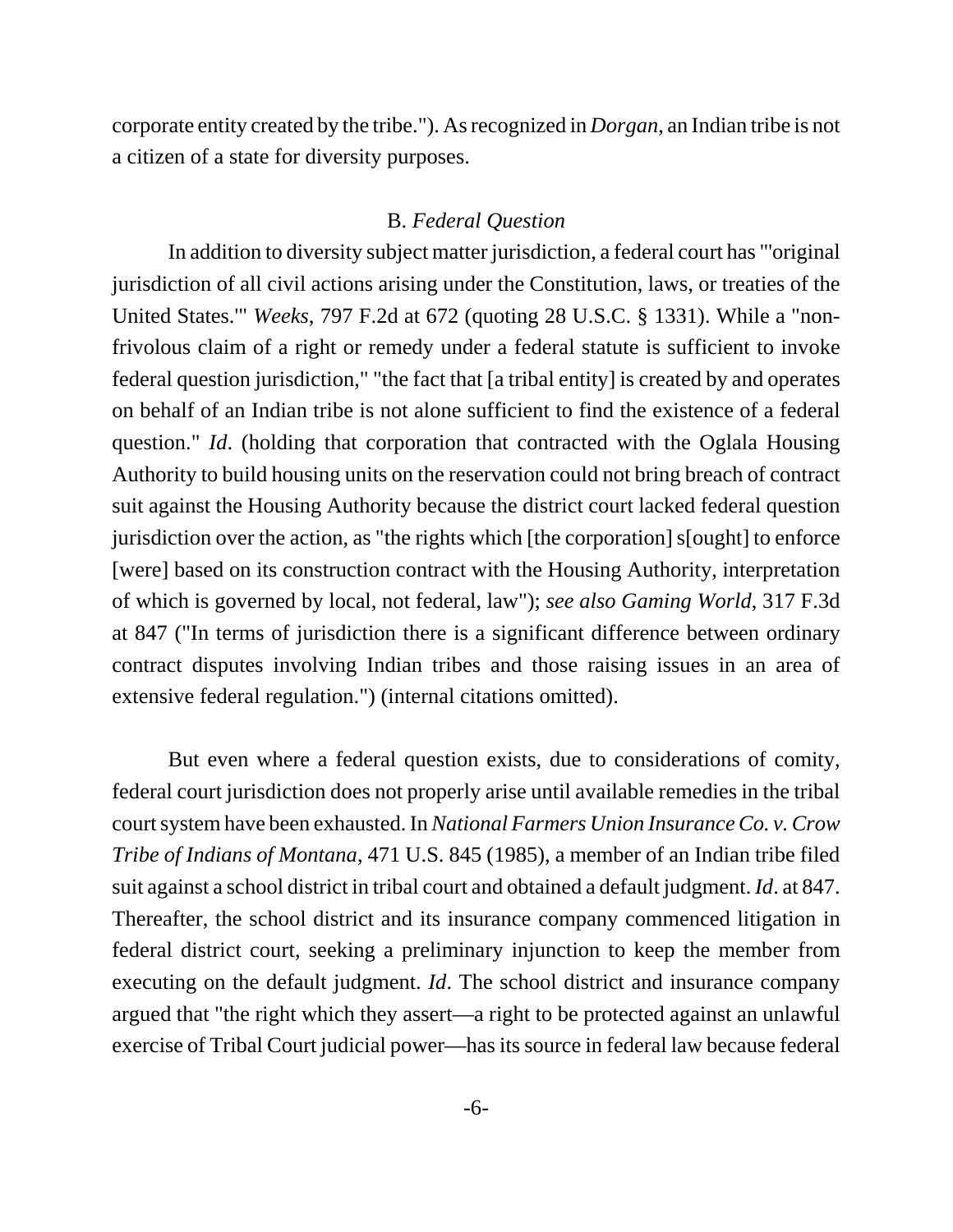corporate entity created by the tribe."). As recognized in *Dorgan*, an Indian tribe is not a citizen of a state for diversity purposes.

### B. *Federal Question*

In addition to diversity subject matter jurisdiction, a federal court has "'original jurisdiction of all civil actions arising under the Constitution, laws, or treaties of the United States.'" *Weeks*, 797 F.2d at 672 (quoting 28 U.S.C. § 1331). While a "non-frivolous claim of a right or remedy under a federal statute is sufficient to invoke federal question jurisdiction," "the fact that [a tribal entity] is created by and operates on behalf of an Indian tribe is not alone sufficient to find the existence of a federal question." *Id*. (holding that corporation that contracted with the Oglala Housing Authority to build housing units on the reservation could not bring breach of contract suit against the Housing Authority because the district court lacked federal question jurisdiction over the action, as "the rights which [the corporation] s[ought] to enforce [were] based on its construction contract with the Housing Authority, interpretation of which is governed by local, not federal, law"); *see also Gaming World*, 317 F.3d at 847 ("In terms of jurisdiction there is a significant difference between ordinary contract disputes involving Indian tribes and those raising issues in an area of extensive federal regulation.") (internal citations omitted).

But even where a federal question exists, due to considerations of comity, federal court jurisdiction does not properly arise until available remedies in the tribal court system have been exhausted. In *National Farmers Union Insurance Co. v. Crow Tribe of Indians of Montana*, 471 U.S. 845 (1985), a member of an Indian tribe filed suit against a school district in tribal court and obtained a default judgment. *Id*. at 847. Thereafter, the school district and its insurance company commenced litigation in federal district court, seeking a preliminary injunction to keep the member from executing on the default judgment. *Id*. The school district and insurance company argued that "the right which they assert—a right to be protected against an unlawful exercise of Tribal Court judicial power—has its source in federal law because federal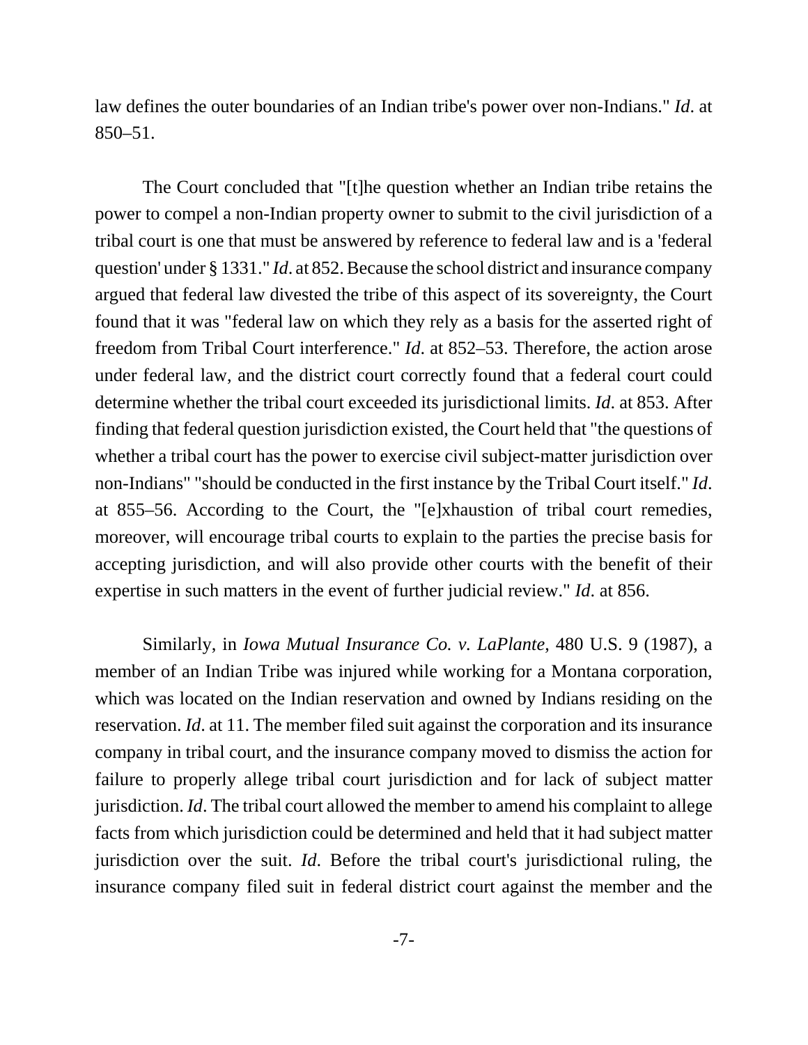law defines the outer boundaries of an Indian tribe's power over non-Indians." *Id*. at 850–51.

The Court concluded that "[t]he question whether an Indian tribe retains the power to compel a non-Indian property owner to submit to the civil jurisdiction of a tribal court is one that must be answered by reference to federal law and is a 'federal question' under § 1331." *Id*. at 852. Because the school district and insurance company argued that federal law divested the tribe of this aspect of its sovereignty, the Court found that it was "federal law on which they rely as a basis for the asserted right of freedom from Tribal Court interference." *Id*. at 852–53. Therefore, the action arose under federal law, and the district court correctly found that a federal court could determine whether the tribal court exceeded its jurisdictional limits. *Id*. at 853. After finding that federal question jurisdiction existed, the Court held that "the questions of whether a tribal court has the power to exercise civil subject-matter jurisdiction over non-Indians" "should be conducted in the first instance by the Tribal Court itself." *Id*. at 855–56. According to the Court, the "[e]xhaustion of tribal court remedies, moreover, will encourage tribal courts to explain to the parties the precise basis for accepting jurisdiction, and will also provide other courts with the benefit of their expertise in such matters in the event of further judicial review." *Id*. at 856.

Similarly, in *Iowa Mutual Insurance Co. v. LaPlante*, 480 U.S. 9 (1987), a member of an Indian Tribe was injured while working for a Montana corporation, which was located on the Indian reservation and owned by Indians residing on the reservation. *Id*. at 11. The member filed suit against the corporation and its insurance company in tribal court, and the insurance company moved to dismiss the action for failure to properly allege tribal court jurisdiction and for lack of subject matter jurisdiction. *Id*. The tribal court allowed the member to amend his complaint to allege facts from which jurisdiction could be determined and held that it had subject matter jurisdiction over the suit. *Id*. Before the tribal court's jurisdictional ruling, the insurance company filed suit in federal district court against the member and the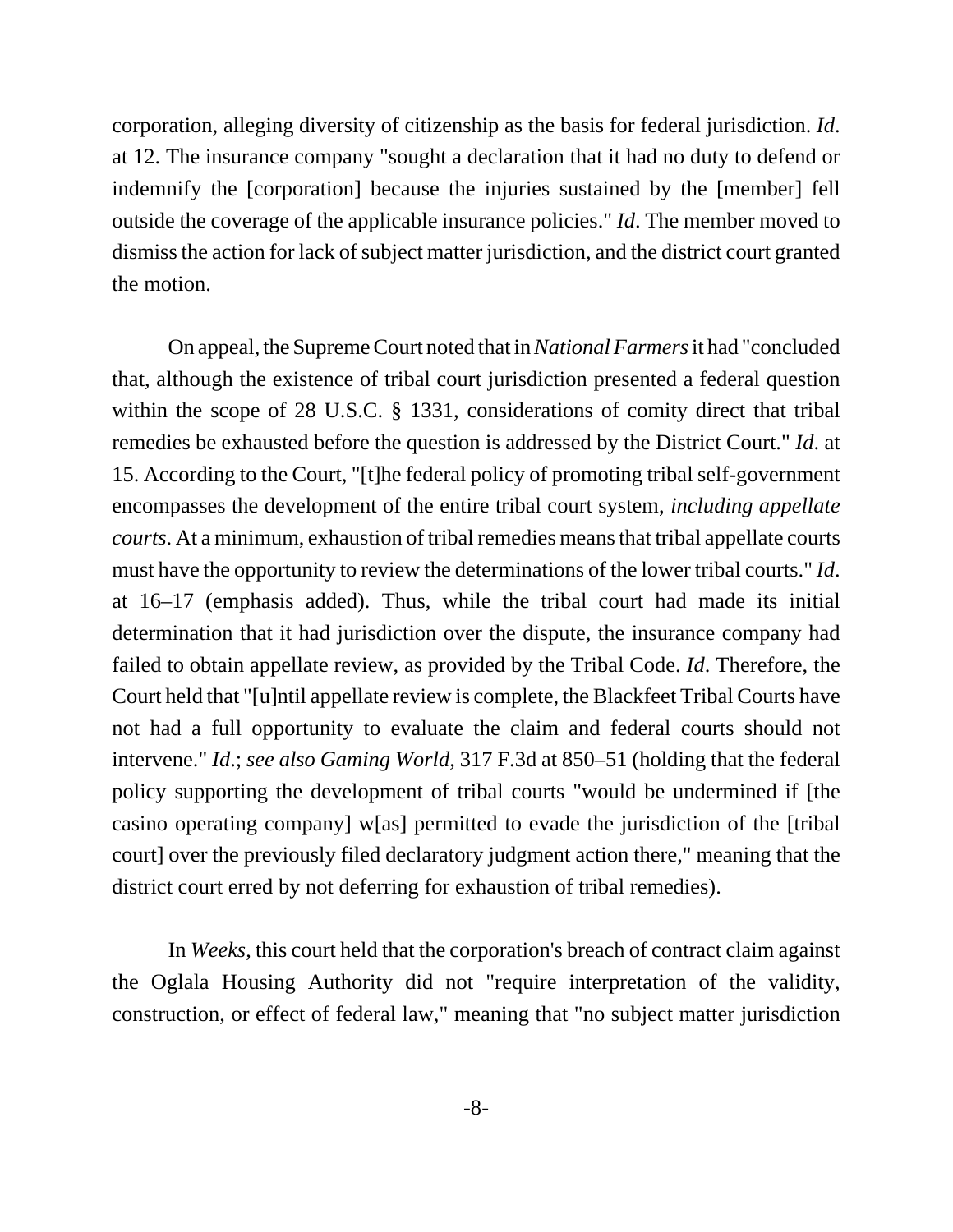corporation, alleging diversity of citizenship as the basis for federal jurisdiction. *Id*. at 12. The insurance company "sought a declaration that it had no duty to defend or indemnify the [corporation] because the injuries sustained by the [member] fell outside the coverage of the applicable insurance policies." *Id*. The member moved to dismiss the action for lack of subject matter jurisdiction, and the district court granted the motion.

On appeal, the Supreme Court noted that in *National Farmers* it had "concluded that, although the existence of tribal court jurisdiction presented a federal question within the scope of 28 U.S.C. § 1331, considerations of comity direct that tribal remedies be exhausted before the question is addressed by the District Court." *Id*. at 15. According to the Court, "[t]he federal policy of promoting tribal self-government encompasses the development of the entire tribal court system, *including appellate courts*. At a minimum, exhaustion of tribal remedies means that tribal appellate courts must have the opportunity to review the determinations of the lower tribal courts." *Id*. at 16–17 (emphasis added). Thus, while the tribal court had made its initial determination that it had jurisdiction over the dispute, the insurance company had failed to obtain appellate review, as provided by the Tribal Code. *Id*. Therefore, the Court held that "[u]ntil appellate review is complete, the Blackfeet Tribal Courts have not had a full opportunity to evaluate the claim and federal courts should not intervene." *Id*.; *see also Gaming World*, 317 F.3d at 850–51 (holding that the federal policy supporting the development of tribal courts "would be undermined if [the casino operating company] w[as] permitted to evade the jurisdiction of the [tribal court] over the previously filed declaratory judgment action there," meaning that the district court erred by not deferring for exhaustion of tribal remedies).

In *Weeks*, this court held that the corporation's breach of contract claim against the Oglala Housing Authority did not "require interpretation of the validity, construction, or effect of federal law," meaning that "no subject matter jurisdiction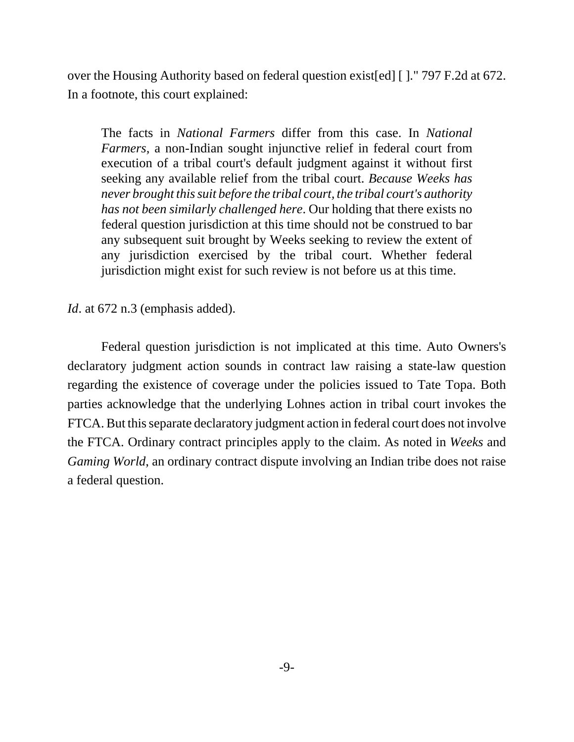over the Housing Authority based on federal question exist[ed] [ ]." 797 F.2d at 672. In a footnote, this court explained:

> The facts in *National Farmers* differ from this case. In *National Farmers*, a non-Indian sought injunctive relief in federal court from execution of a tribal court's default judgment against it without first seeking any available relief from the tribal court. *Because Weeks has never brought this suit before the tribal court, the tribal court's authority has not been similarly challenged here*. Our holding that there exists no federal question jurisdiction at this time should not be construed to bar any subsequent suit brought by Weeks seeking to review the extent of any jurisdiction exercised by the tribal court. Whether federal jurisdiction might exist for such review is not before us at this time.

*Id*. at 672 n.3 (emphasis added).

Federal question jurisdiction is not implicated at this time. Auto Owners's declaratory judgment action sounds in contract law raising a state-law question regarding the existence of coverage under the policies issued to Tate Topa. Both parties acknowledge that the underlying Lohnes action in tribal court invokes the FTCA. But this separate declaratory judgment action in federal court does not involve the FTCA. Ordinary contract principles apply to the claim. As noted in *Weeks* and *Gaming World*, an ordinary contract dispute involving an Indian tribe does not raise a federal question.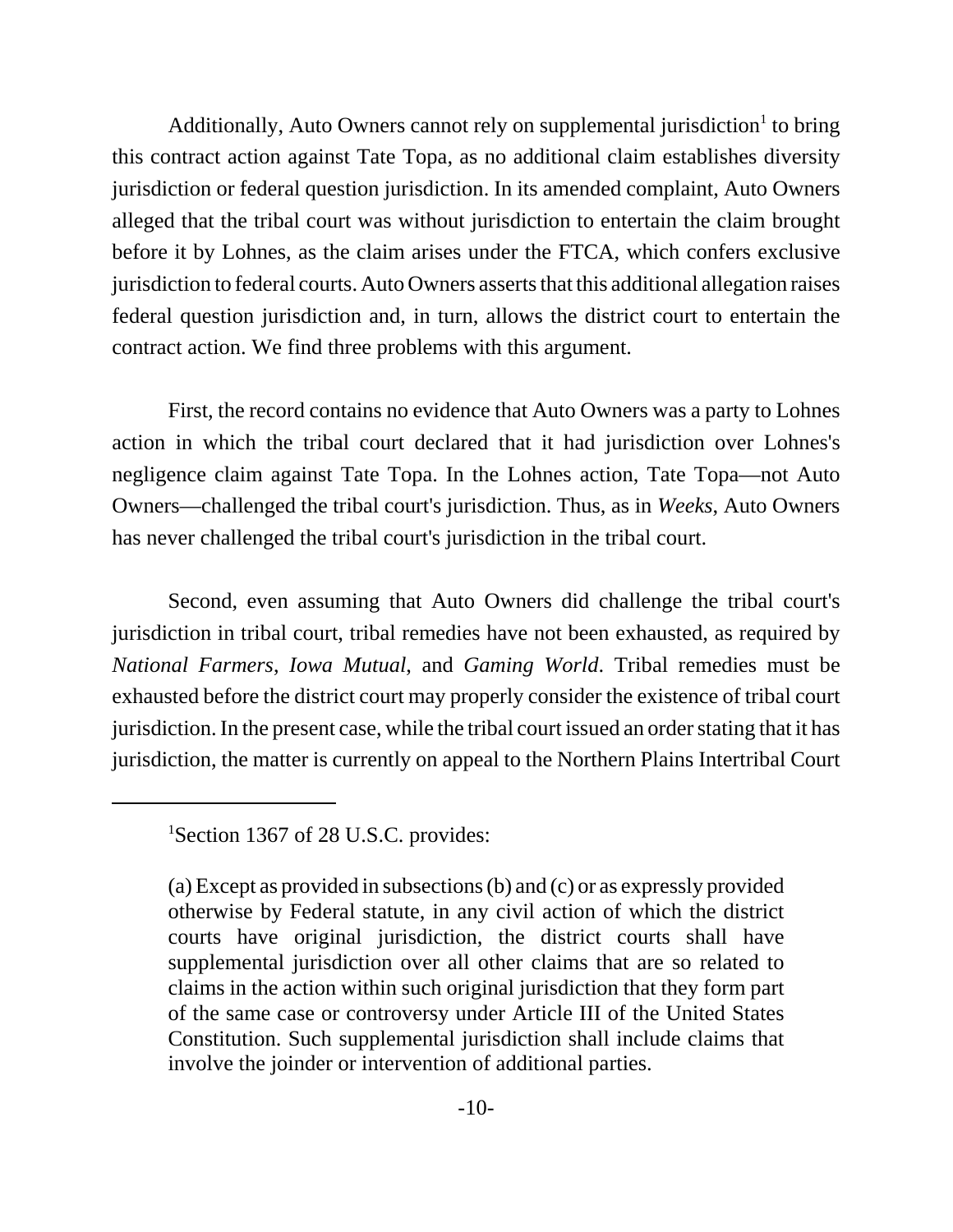Additionally, Auto Owners cannot rely on supplemental jurisdiction[1] to bring this contract action against Tate Topa, as no additional claim establishes diversity jurisdiction or federal question jurisdiction. In its amended complaint, Auto Owners alleged that the tribal court was without jurisdiction to entertain the claim brought before it by Lohnes, as the claim arises under the FTCA, which confers exclusive jurisdiction to federal courts. Auto Owners asserts that this additional allegation raises federal question jurisdiction and, in turn, allows the district court to entertain the contract action. We find three problems with this argument.

First, the record contains no evidence that Auto Owners was a party to Lohnes action in which the tribal court declared that it had jurisdiction over Lohnes's negligence claim against Tate Topa. In the Lohnes action, Tate Topa—not Auto Owners—challenged the tribal court's jurisdiction. Thus, as in *Weeks*, Auto Owners has never challenged the tribal court's jurisdiction in the tribal court.

Second, even assuming that Auto Owners did challenge the tribal court's jurisdiction in tribal court, tribal remedies have not been exhausted, as required by *National Farmers*, *Iowa Mutual*, and *Gaming World*. Tribal remedies must be exhausted before the district court may properly consider the existence of tribal court jurisdiction. In the present case, while the tribal court issued an order stating that it has jurisdiction, the matter is currently on appeal to the Northern Plains Intertribal Court

---

[1] Section 1367 of 28 U.S.C. provides:

> (a) Except as provided in subsections (b) and (c) or as expressly provided otherwise by Federal statute, in any civil action of which the district courts have original jurisdiction, the district courts shall have supplemental jurisdiction over all other claims that are so related to claims in the action within such original jurisdiction that they form part of the same case or controversy under Article III of the United States Constitution. Such supplemental jurisdiction shall include claims that involve the joinder or intervention of additional parties.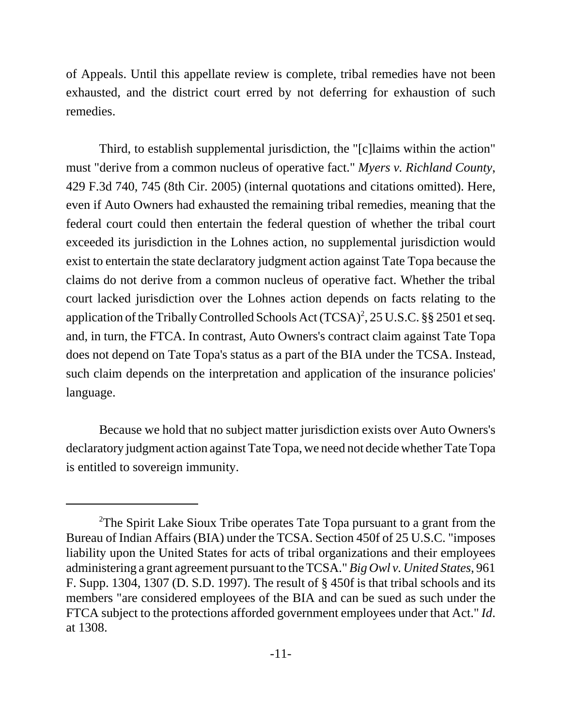of Appeals. Until this appellate review is complete, tribal remedies have not been exhausted, and the district court erred by not deferring for exhaustion of such remedies.

Third, to establish supplemental jurisdiction, the "[c]laims within the action" must "derive from a common nucleus of operative fact." *Myers v. Richland County*, 429 F.3d 740, 745 (8th Cir. 2005) (internal quotations and citations omitted). Here, even if Auto Owners had exhausted the remaining tribal remedies, meaning that the federal court could then entertain the federal question of whether the tribal court exceeded its jurisdiction in the Lohnes action, no supplemental jurisdiction would exist to entertain the state declaratory judgment action against Tate Topa because the claims do not derive from a common nucleus of operative fact. Whether the tribal court lacked jurisdiction over the Lohnes action depends on facts relating to the application of the Tribally Controlled Schools Act (TCSA)[2], 25 U.S.C. §§ 2501 et seq. and, in turn, the FTCA. In contrast, Auto Owners's contract claim against Tate Topa does not depend on Tate Topa's status as a part of the BIA under the TCSA. Instead, such claim depends on the interpretation and application of the insurance policies' language.

Because we hold that no subject matter jurisdiction exists over Auto Owners's declaratory judgment action against Tate Topa, we need not decide whether Tate Topa is entitled to sovereign immunity.

---

[2]The Spirit Lake Sioux Tribe operates Tate Topa pursuant to a grant from the Bureau of Indian Affairs (BIA) under the TCSA. Section 450f of 25 U.S.C. "imposes liability upon the United States for acts of tribal organizations and their employees administering a grant agreement pursuant to the TCSA." *Big Owl v. United States*, 961 F. Supp. 1304, 1307 (D. S.D. 1997). The result of § 450f is that tribal schools and its members "are considered employees of the BIA and can be sued as such under the FTCA subject to the protections afforded government employees under that Act." *Id*. at 1308.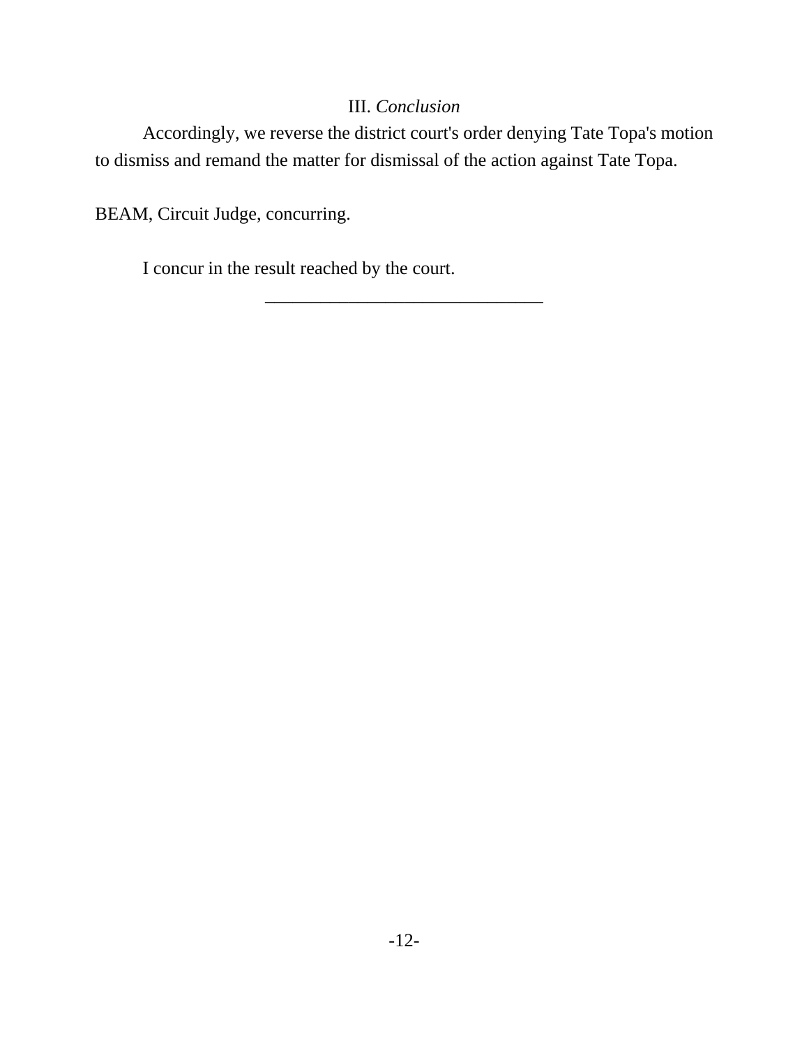## III. *Conclusion*

Accordingly, we reverse the district court's order denying Tate Topa's motion to dismiss and remand the matter for dismissal of the action against Tate Topa.

BEAM, Circuit Judge, concurring.

I concur in the result reached by the court.

______________________________